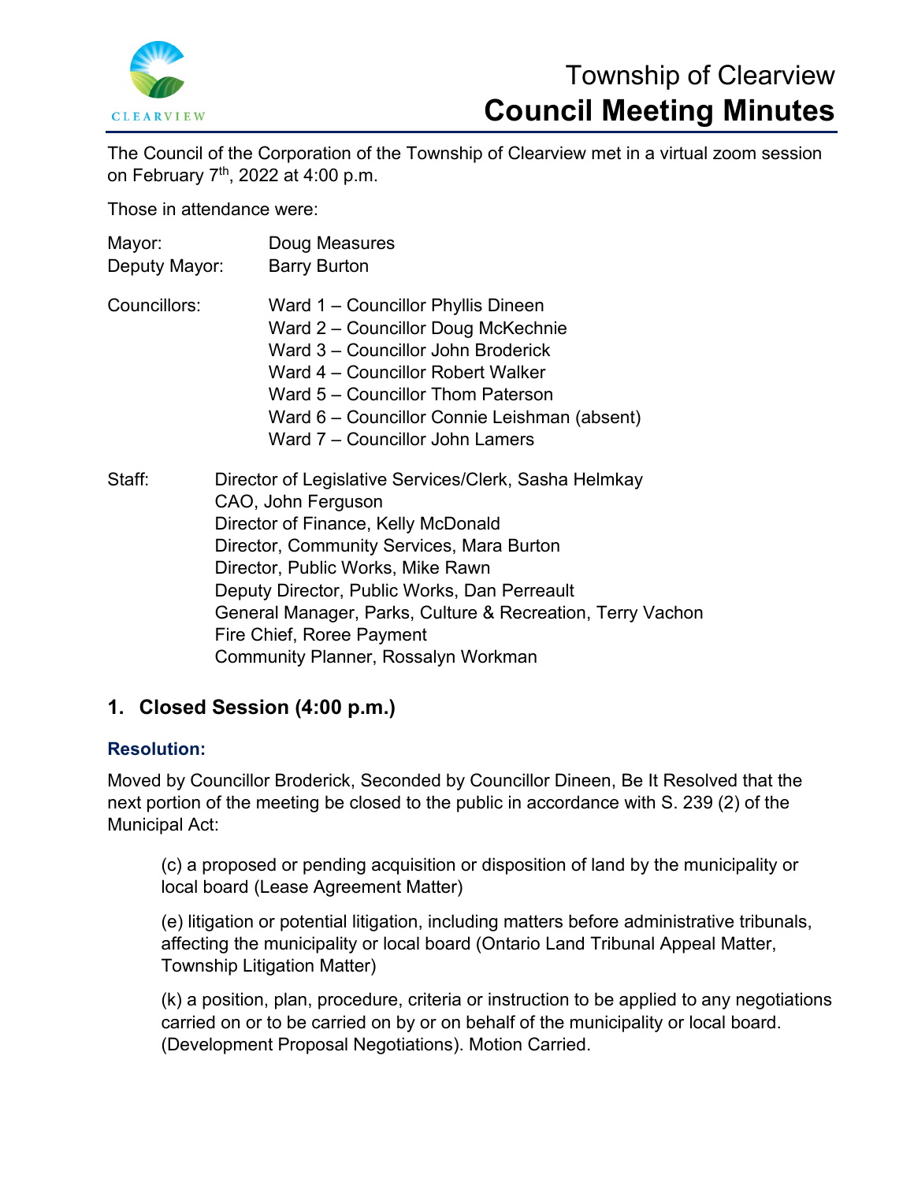# Township of Clearview
# Council Meeting Minutes

The Council of the Corporation of the Township of Clearview met in a virtual zoom session on February 7th, 2022 at 4:00 p.m.

Those in attendance were:

Mayor: Doug Measures
Deputy Mayor: Barry Burton

Councillors:
Ward 1 – Councillor Phyllis Dineen
Ward 2 – Councillor Doug McKechnie
Ward 3 – Councillor John Broderick
Ward 4 – Councillor Robert Walker
Ward 5 – Councillor Thom Paterson
Ward 6 – Councillor Connie Leishman (absent)
Ward 7 – Councillor John Lamers

Staff:
Director of Legislative Services/Clerk, Sasha Helmkay
CAO, John Ferguson
Director of Finance, Kelly McDonald
Director, Community Services, Mara Burton
Director, Public Works, Mike Rawn
Deputy Director, Public Works, Dan Perreault
General Manager, Parks, Culture & Recreation, Terry Vachon
Fire Chief, Roree Payment
Community Planner, Rossalyn Workman

## 1. Closed Session (4:00 p.m.)

### Resolution:

Moved by Councillor Broderick, Seconded by Councillor Dineen, Be It Resolved that the next portion of the meeting be closed to the public in accordance with S. 239 (2) of the Municipal Act:

> (c) a proposed or pending acquisition or disposition of land by the municipality or local board (Lease Agreement Matter)
>
> (e) litigation or potential litigation, including matters before administrative tribunals, affecting the municipality or local board (Ontario Land Tribunal Appeal Matter, Township Litigation Matter)
>
> (k) a position, plan, procedure, criteria or instruction to be applied to any negotiations carried on or to be carried on by or on behalf of the municipality or local board. (Development Proposal Negotiations). Motion Carried.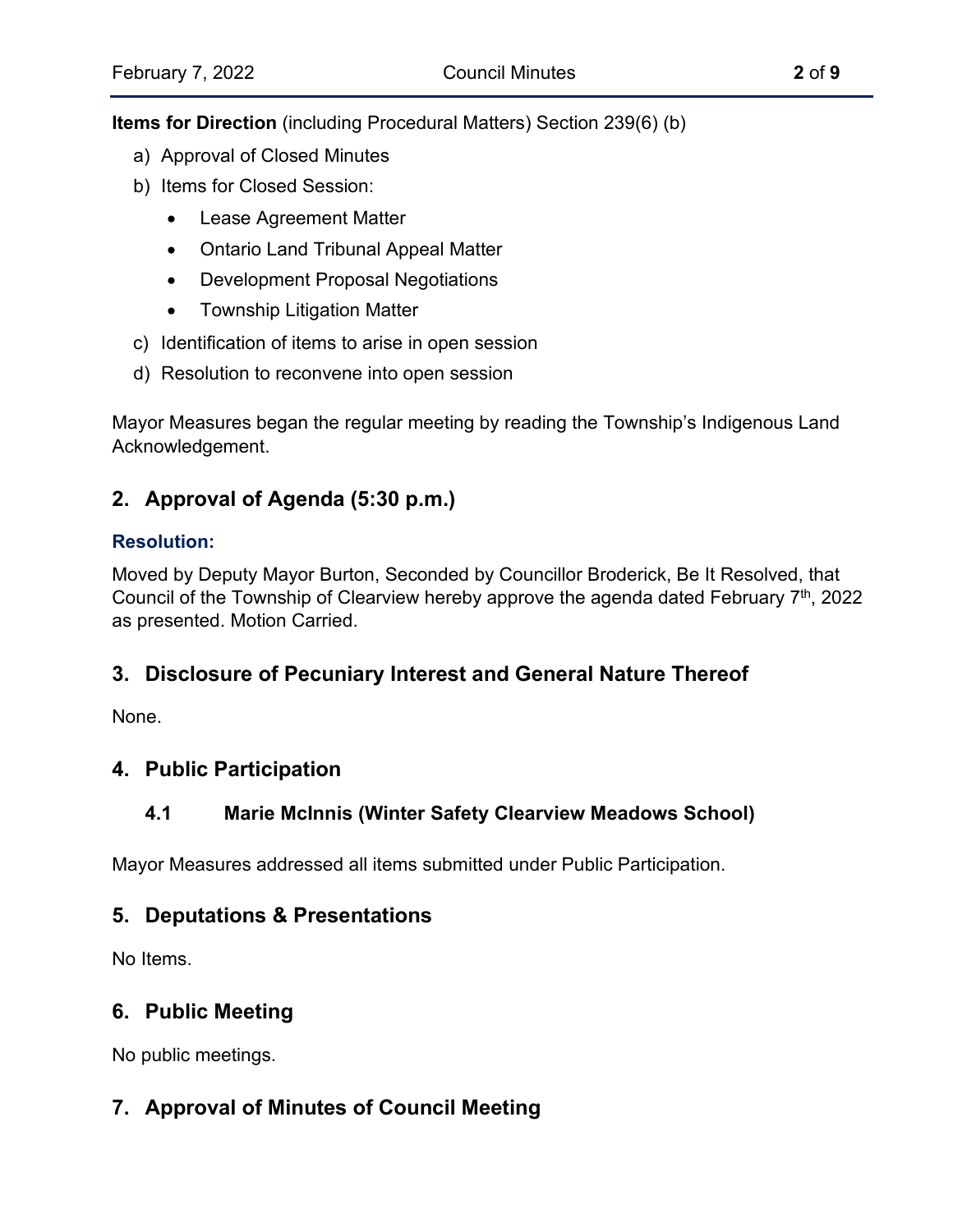**Items for Direction** (including Procedural Matters) Section 239(6) (b)

a) Approval of Closed Minutes
b) Items for Closed Session:
   - Lease Agreement Matter
   - Ontario Land Tribunal Appeal Matter
   - Development Proposal Negotiations
   - Township Litigation Matter
c) Identification of items to arise in open session
d) Resolution to reconvene into open session

Mayor Measures began the regular meeting by reading the Township's Indigenous Land Acknowledgement.

## 2. Approval of Agenda (5:30 p.m.)

**Resolution:**

Moved by Deputy Mayor Burton, Seconded by Councillor Broderick, Be It Resolved, that Council of the Township of Clearview hereby approve the agenda dated February 7th, 2022 as presented. Motion Carried.

## 3. Disclosure of Pecuniary Interest and General Nature Thereof

None.

## 4. Public Participation

### 4.1 Marie McInnis (Winter Safety Clearview Meadows School)

Mayor Measures addressed all items submitted under Public Participation.

## 5. Deputations & Presentations

No Items.

## 6. Public Meeting

No public meetings.

## 7. Approval of Minutes of Council Meeting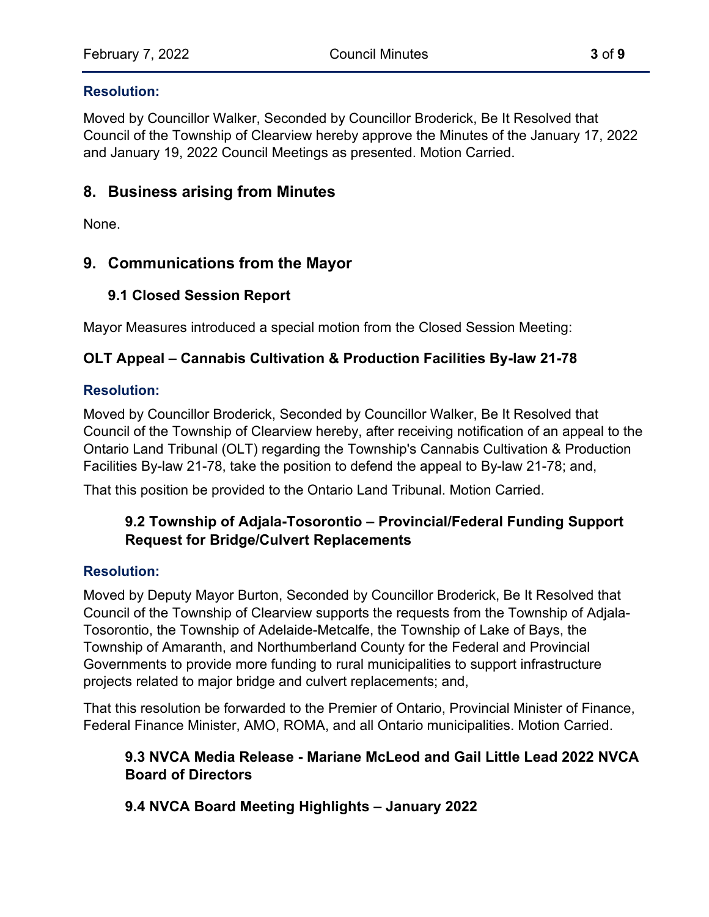**Resolution:**

Moved by Councillor Walker, Seconded by Councillor Broderick, Be It Resolved that Council of the Township of Clearview hereby approve the Minutes of the January 17, 2022 and January 19, 2022 Council Meetings as presented. Motion Carried.

## 8. Business arising from Minutes

None.

## 9. Communications from the Mayor

### 9.1 Closed Session Report

Mayor Measures introduced a special motion from the Closed Session Meeting:

**OLT Appeal – Cannabis Cultivation & Production Facilities By-law 21-78**

**Resolution:**

Moved by Councillor Broderick, Seconded by Councillor Walker, Be It Resolved that Council of the Township of Clearview hereby, after receiving notification of an appeal to the Ontario Land Tribunal (OLT) regarding the Township's Cannabis Cultivation & Production Facilities By-law 21-78, take the position to defend the appeal to By-law 21-78; and,

That this position be provided to the Ontario Land Tribunal. Motion Carried.

### 9.2 Township of Adjala-Tosorontio – Provincial/Federal Funding Support Request for Bridge/Culvert Replacements

**Resolution:**

Moved by Deputy Mayor Burton, Seconded by Councillor Broderick, Be It Resolved that Council of the Township of Clearview supports the requests from the Township of Adjala-Tosorontio, the Township of Adelaide-Metcalfe, the Township of Lake of Bays, the Township of Amaranth, and Northumberland County for the Federal and Provincial Governments to provide more funding to rural municipalities to support infrastructure projects related to major bridge and culvert replacements; and,

That this resolution be forwarded to the Premier of Ontario, Provincial Minister of Finance, Federal Finance Minister, AMO, ROMA, and all Ontario municipalities. Motion Carried.

### 9.3 NVCA Media Release - Mariane McLeod and Gail Little Lead 2022 NVCA Board of Directors

### 9.4 NVCA Board Meeting Highlights – January 2022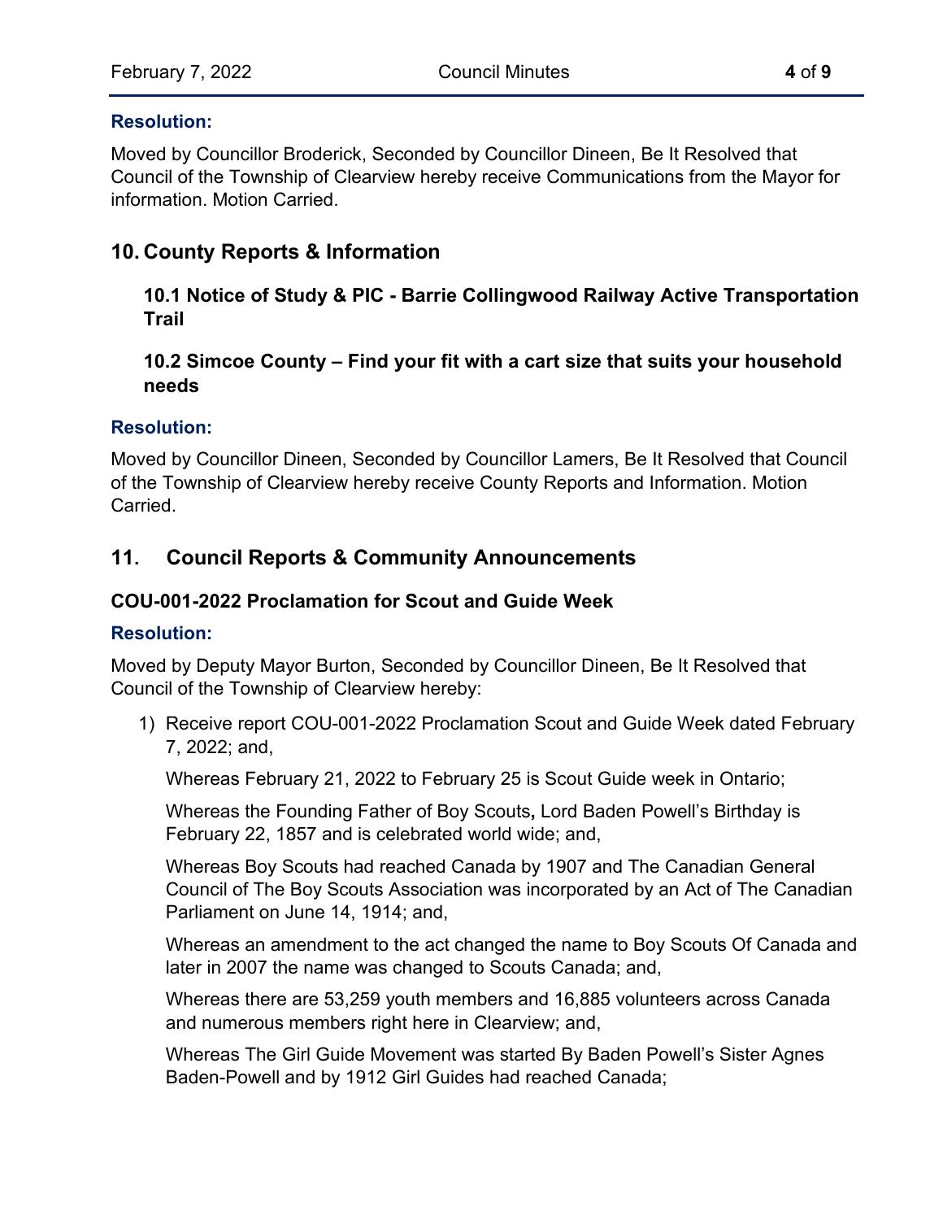**Resolution:**

Moved by Councillor Broderick, Seconded by Councillor Dineen, Be It Resolved that Council of the Township of Clearview hereby receive Communications from the Mayor for information. Motion Carried.

## 10. County Reports & Information

### 10.1 Notice of Study & PIC - Barrie Collingwood Railway Active Transportation Trail

### 10.2 Simcoe County – Find your fit with a cart size that suits your household needs

**Resolution:**

Moved by Councillor Dineen, Seconded by Councillor Lamers, Be It Resolved that Council of the Township of Clearview hereby receive County Reports and Information. Motion Carried.

## 11. Council Reports & Community Announcements

### COU-001-2022 Proclamation for Scout and Guide Week

**Resolution:**

Moved by Deputy Mayor Burton, Seconded by Councillor Dineen, Be It Resolved that Council of the Township of Clearview hereby:

1) Receive report COU-001-2022 Proclamation Scout and Guide Week dated February 7, 2022; and,

   Whereas February 21, 2022 to February 25 is Scout Guide week in Ontario;

   Whereas the Founding Father of Boy Scouts**,** Lord Baden Powell's Birthday is February 22, 1857 and is celebrated world wide; and,

   Whereas Boy Scouts had reached Canada by 1907 and The Canadian General Council of The Boy Scouts Association was incorporated by an Act of The Canadian Parliament on June 14, 1914; and,

   Whereas an amendment to the act changed the name to Boy Scouts Of Canada and later in 2007 the name was changed to Scouts Canada; and,

   Whereas there are 53,259 youth members and 16,885 volunteers across Canada and numerous members right here in Clearview; and,

   Whereas The Girl Guide Movement was started By Baden Powell's Sister Agnes Baden-Powell and by 1912 Girl Guides had reached Canada;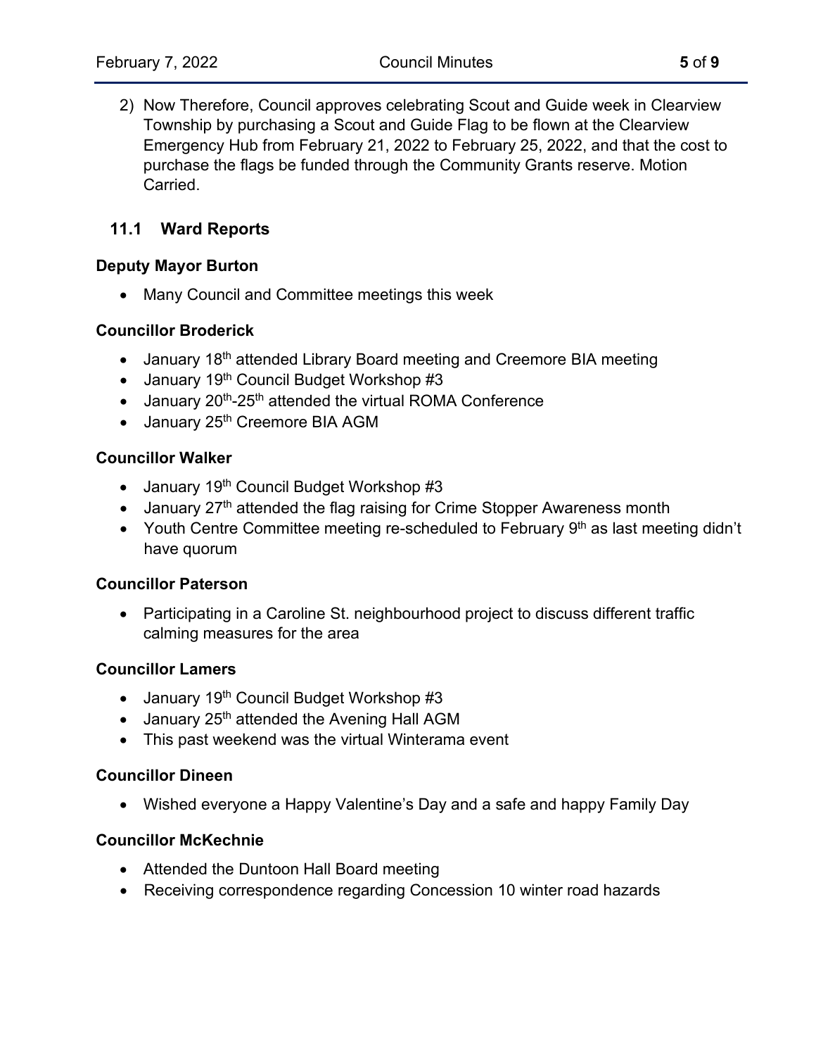2) Now Therefore, Council approves celebrating Scout and Guide week in Clearview Township by purchasing a Scout and Guide Flag to be flown at the Clearview Emergency Hub from February 21, 2022 to February 25, 2022, and that the cost to purchase the flags be funded through the Community Grants reserve. Motion Carried.

## 11.1 Ward Reports

**Deputy Mayor Burton**

- Many Council and Committee meetings this week

**Councillor Broderick**

- January 18th attended Library Board meeting and Creemore BIA meeting
- January 19th Council Budget Workshop #3
- January 20th-25th attended the virtual ROMA Conference
- January 25th Creemore BIA AGM

**Councillor Walker**

- January 19th Council Budget Workshop #3
- January 27th attended the flag raising for Crime Stopper Awareness month
- Youth Centre Committee meeting re-scheduled to February 9th as last meeting didn't have quorum

**Councillor Paterson**

- Participating in a Caroline St. neighbourhood project to discuss different traffic calming measures for the area

**Councillor Lamers**

- January 19th Council Budget Workshop #3
- January 25th attended the Avening Hall AGM
- This past weekend was the virtual Winterama event

**Councillor Dineen**

- Wished everyone a Happy Valentine's Day and a safe and happy Family Day

**Councillor McKechnie**

- Attended the Duntoon Hall Board meeting
- Receiving correspondence regarding Concession 10 winter road hazards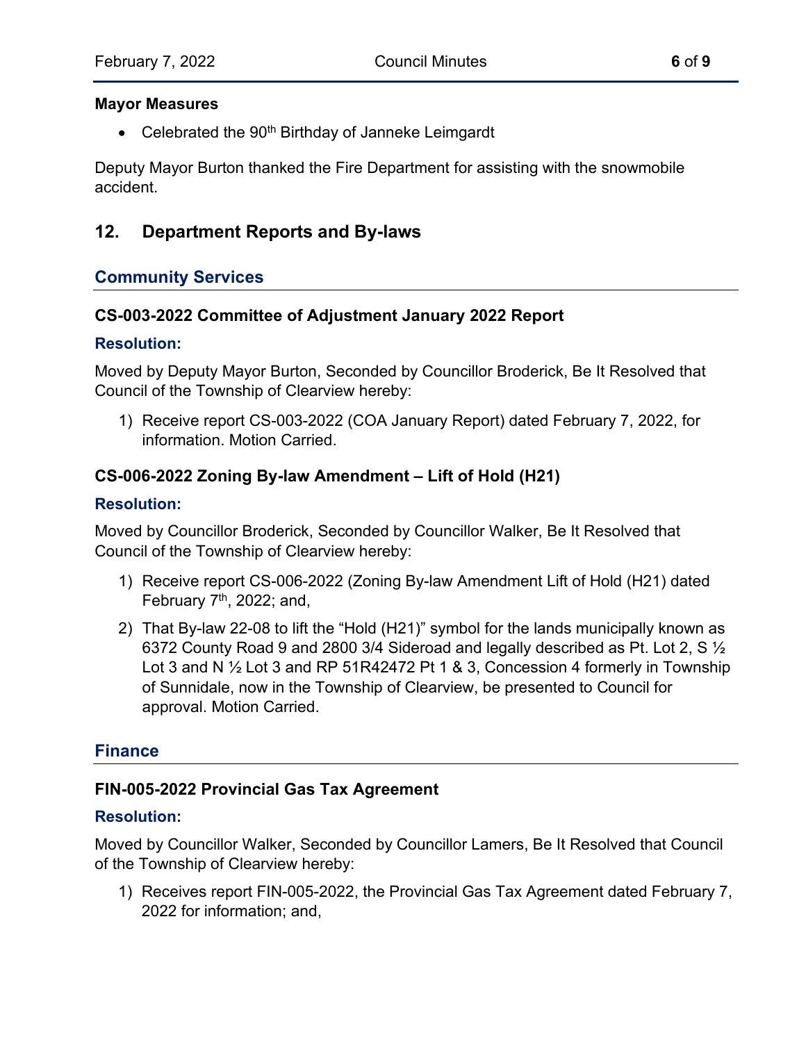**Mayor Measures**

- Celebrated the 90th Birthday of Janneke Leimgardt

Deputy Mayor Burton thanked the Fire Department for assisting with the snowmobile accident.

## 12. Department Reports and By-laws

### Community Services

#### CS-003-2022 Committee of Adjustment January 2022 Report

**Resolution:**

Moved by Deputy Mayor Burton, Seconded by Councillor Broderick, Be It Resolved that Council of the Township of Clearview hereby:

1) Receive report CS-003-2022 (COA January Report) dated February 7, 2022, for information. Motion Carried.

#### CS-006-2022 Zoning By-law Amendment – Lift of Hold (H21)

**Resolution:**

Moved by Councillor Broderick, Seconded by Councillor Walker, Be It Resolved that Council of the Township of Clearview hereby:

1) Receive report CS-006-2022 (Zoning By-law Amendment Lift of Hold (H21) dated February 7th, 2022; and,
2) That By-law 22-08 to lift the "Hold (H21)" symbol for the lands municipally known as 6372 County Road 9 and 2800 3/4 Sideroad and legally described as Pt. Lot 2, S ½ Lot 3 and N ½ Lot 3 and RP 51R42472 Pt 1 & 3, Concession 4 formerly in Township of Sunnidale, now in the Township of Clearview, be presented to Council for approval. Motion Carried.

### Finance

#### FIN-005-2022 Provincial Gas Tax Agreement

**Resolution:**

Moved by Councillor Walker, Seconded by Councillor Lamers, Be It Resolved that Council of the Township of Clearview hereby:

1) Receives report FIN-005-2022, the Provincial Gas Tax Agreement dated February 7, 2022 for information; and,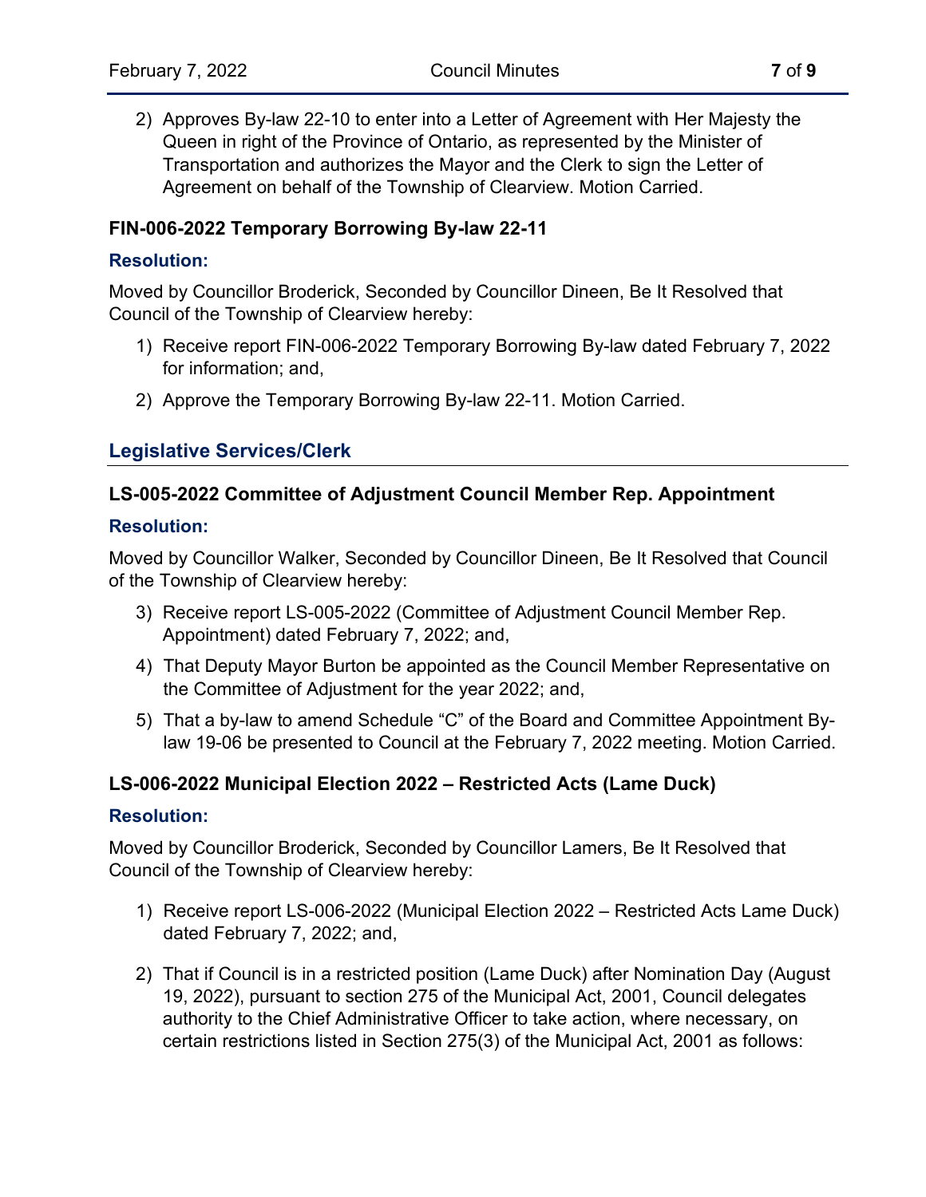2) Approves By-law 22-10 to enter into a Letter of Agreement with Her Majesty the Queen in right of the Province of Ontario, as represented by the Minister of Transportation and authorizes the Mayor and the Clerk to sign the Letter of Agreement on behalf of the Township of Clearview. Motion Carried.

### FIN-006-2022 Temporary Borrowing By-law 22-11

#### Resolution:

Moved by Councillor Broderick, Seconded by Councillor Dineen, Be It Resolved that Council of the Township of Clearview hereby:

1) Receive report FIN-006-2022 Temporary Borrowing By-law dated February 7, 2022 for information; and,
2) Approve the Temporary Borrowing By-law 22-11. Motion Carried.

## Legislative Services/Clerk

### LS-005-2022 Committee of Adjustment Council Member Rep. Appointment

#### Resolution:

Moved by Councillor Walker, Seconded by Councillor Dineen, Be It Resolved that Council of the Township of Clearview hereby:

3) Receive report LS-005-2022 (Committee of Adjustment Council Member Rep. Appointment) dated February 7, 2022; and,
4) That Deputy Mayor Burton be appointed as the Council Member Representative on the Committee of Adjustment for the year 2022; and,
5) That a by-law to amend Schedule "C" of the Board and Committee Appointment By-law 19-06 be presented to Council at the February 7, 2022 meeting. Motion Carried.

### LS-006-2022 Municipal Election 2022 – Restricted Acts (Lame Duck)

#### Resolution:

Moved by Councillor Broderick, Seconded by Councillor Lamers, Be It Resolved that Council of the Township of Clearview hereby:

1) Receive report LS-006-2022 (Municipal Election 2022 – Restricted Acts Lame Duck) dated February 7, 2022; and,
2) That if Council is in a restricted position (Lame Duck) after Nomination Day (August 19, 2022), pursuant to section 275 of the Municipal Act, 2001, Council delegates authority to the Chief Administrative Officer to take action, where necessary, on certain restrictions listed in Section 275(3) of the Municipal Act, 2001 as follows: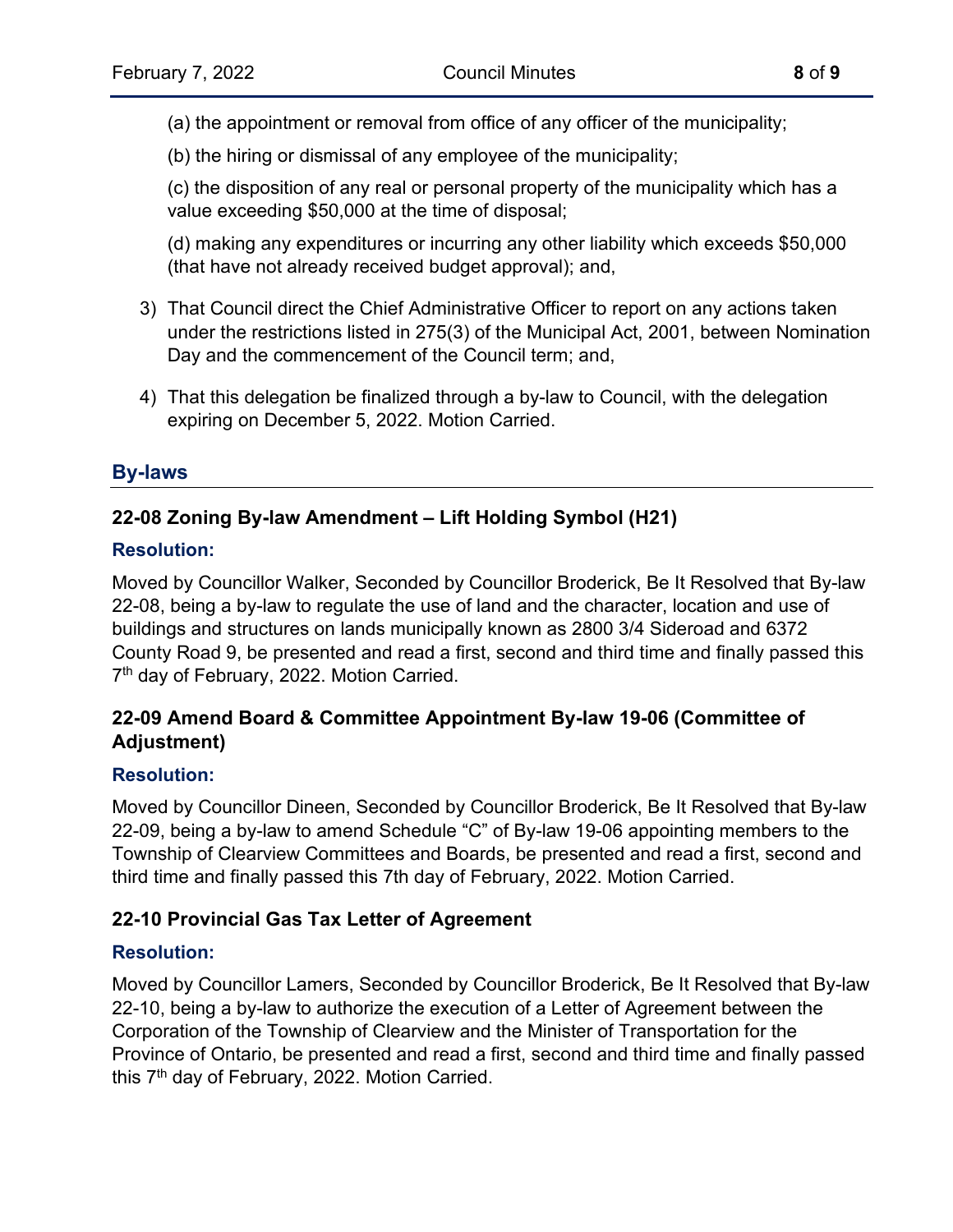(a) the appointment or removal from office of any officer of the municipality;

(b) the hiring or dismissal of any employee of the municipality;

(c) the disposition of any real or personal property of the municipality which has a value exceeding $50,000 at the time of disposal;

(d) making any expenditures or incurring any other liability which exceeds $50,000 (that have not already received budget approval); and,

3) That Council direct the Chief Administrative Officer to report on any actions taken under the restrictions listed in 275(3) of the Municipal Act, 2001, between Nomination Day and the commencement of the Council term; and,

4) That this delegation be finalized through a by-law to Council, with the delegation expiring on December 5, 2022. Motion Carried.

## By-laws

### 22-08 Zoning By-law Amendment – Lift Holding Symbol (H21)

#### Resolution:

Moved by Councillor Walker, Seconded by Councillor Broderick, Be It Resolved that By-law 22-08, being a by-law to regulate the use of land and the character, location and use of buildings and structures on lands municipally known as 2800 3/4 Sideroad and 6372 County Road 9, be presented and read a first, second and third time and finally passed this 7th day of February, 2022. Motion Carried.

### 22-09 Amend Board & Committee Appointment By-law 19-06 (Committee of Adjustment)

#### Resolution:

Moved by Councillor Dineen, Seconded by Councillor Broderick, Be It Resolved that By-law 22-09, being a by-law to amend Schedule "C" of By-law 19-06 appointing members to the Township of Clearview Committees and Boards, be presented and read a first, second and third time and finally passed this 7th day of February, 2022. Motion Carried.

### 22-10 Provincial Gas Tax Letter of Agreement

#### Resolution:

Moved by Councillor Lamers, Seconded by Councillor Broderick, Be It Resolved that By-law 22-10, being a by-law to authorize the execution of a Letter of Agreement between the Corporation of the Township of Clearview and the Minister of Transportation for the Province of Ontario, be presented and read a first, second and third time and finally passed this 7th day of February, 2022. Motion Carried.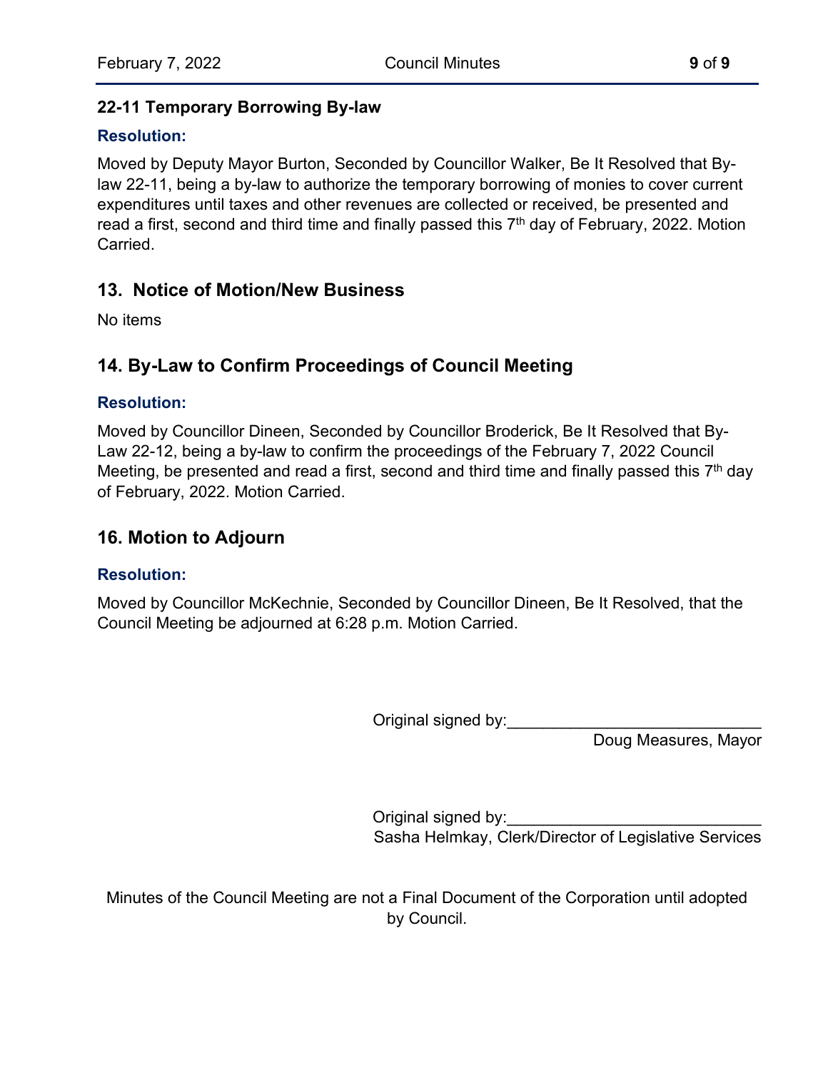### 22-11 Temporary Borrowing By-law

**Resolution:**

Moved by Deputy Mayor Burton, Seconded by Councillor Walker, Be It Resolved that By-law 22-11, being a by-law to authorize the temporary borrowing of monies to cover current expenditures until taxes and other revenues are collected or received, be presented and read a first, second and third time and finally passed this 7th day of February, 2022. Motion Carried.

## 13. Notice of Motion/New Business

No items

## 14. By-Law to Confirm Proceedings of Council Meeting

**Resolution:**

Moved by Councillor Dineen, Seconded by Councillor Broderick, Be It Resolved that By-Law 22-12, being a by-law to confirm the proceedings of the February 7, 2022 Council Meeting, be presented and read a first, second and third time and finally passed this 7th day of February, 2022. Motion Carried.

## 16. Motion to Adjourn

**Resolution:**

Moved by Councillor McKechnie, Seconded by Councillor Dineen, Be It Resolved, that the Council Meeting be adjourned at 6:28 p.m. Motion Carried.

Original signed by:____________________________
Doug Measures, Mayor

Original signed by:____________________________
Sasha Helmkay, Clerk/Director of Legislative Services

Minutes of the Council Meeting are not a Final Document of the Corporation until adopted by Council.